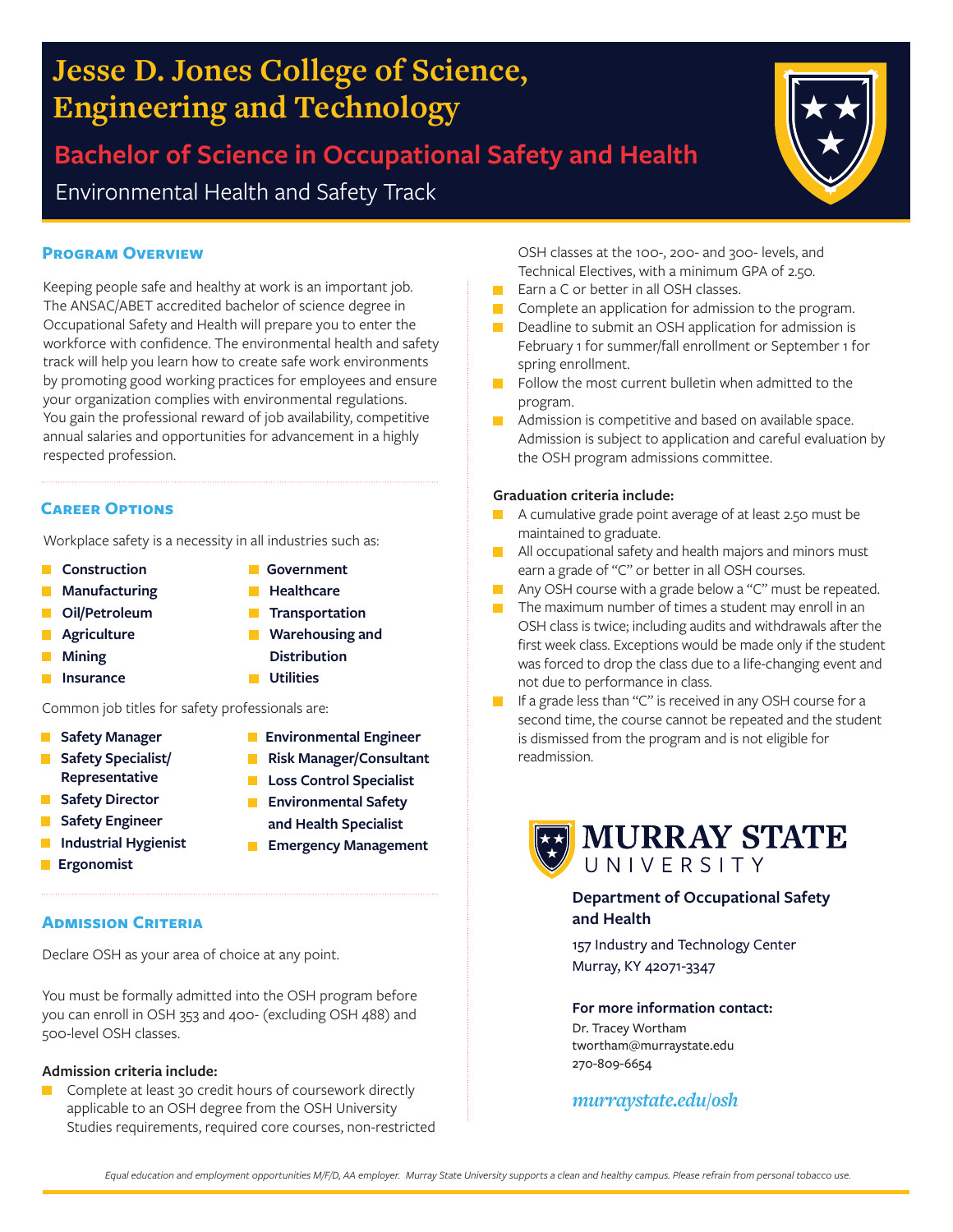# Jesse D. Jones College of Science, Engineering and Technology

## Bachelor of Science in Occupational Safety and Health

### Environmental Health and Safety Track

## Program Overview

Keeping people safe and healthy at work is an important job. The ANSAC/ABET accredited bachelor of science degree in Occupational Safety and Health will prepare you to enter the workforce with confidence. The environmental health and safety track will help you learn how to create safe work environments by promoting good working practices for employees and ensure your organization complies with environmental regulations. You gain the professional reward of job availability, competitive annual salaries and opportunities for advancement in a highly respected profession.

## Career Options

Workplace safety is a necessity in all industries such as:

- **Construction**
- **Manufacturing**
- **Oil/Petroleum**
- **Agriculture**
- **Mining**
- **Insurance**
- **Government**
- **Healthcare**
- **Transportation**
- **Warehousing and Distribution**
- **Utilities**

Common job titles for safety professionals are:

- **Safety Manager**
- **Safety Specialist/ Representative**
- **Safety Director**
- **Safety Engineer**
- **Industrial Hygienist**
- **Ergonomist**
- **Environmental Engineer**
- **Risk Manager/Consultant**
- **Loss Control Specialist**
- **Environmental Safety and Health Specialist**
- **Emergency Management**

## Admission Criteria

Declare OSH as your area of choice at any point.

You must be formally admitted into the OSH program before you can enroll in OSH 353 and 400- (excluding OSH 488) and 500-level OSH classes.

**Admission criteria include:**

- Complete at least 30 credit hours of coursework directly applicable to an OSH degree from the OSH University Studies requirements, required core courses, non-restricted OSH classes at the 100-, 200- and 300- levels, and Technical Electives, with a minimum GPA of 2.50.
- Earn a C or better in all OSH classes.
- Complete an application for admission to the program.
- Deadline to submit an OSH application for admission is February 1 for summer/fall enrollment or September 1 for spring enrollment.
- Follow the most current bulletin when admitted to the program.
- Admission is competitive and based on available space. Admission is subject to application and careful evaluation by the OSH program admissions committee.

**Graduation criteria include:**

- A cumulative grade point average of at least 2.50 must be maintained to graduate.
- All occupational safety and health majors and minors must earn a grade of "C" or better in all OSH courses.
- Any OSH course with a grade below a "C" must be repeated.
- The maximum number of times a student may enroll in an OSH class is twice; including audits and withdrawals after the first week class. Exceptions would be made only if the student was forced to drop the class due to a life-changing event and not due to performance in class.
- If a grade less than "C" is received in any OSH course for a second time, the course cannot be repeated and the student is dismissed from the program and is not eligible for readmission.

**MURRAY STATE UNIVERSITY**

**Department of Occupational Safety and Health**

157 Industry and Technology Center
Murray, KY 42071-3347

**For more information contact:**

Dr. Tracey Wortham
twortham@murraystate.edu
270-809-6654

*murraystate.edu/osh*

*Equal education and employment opportunities M/F/D, AA employer. Murray State University supports a clean and healthy campus. Please refrain from personal tobacco use.*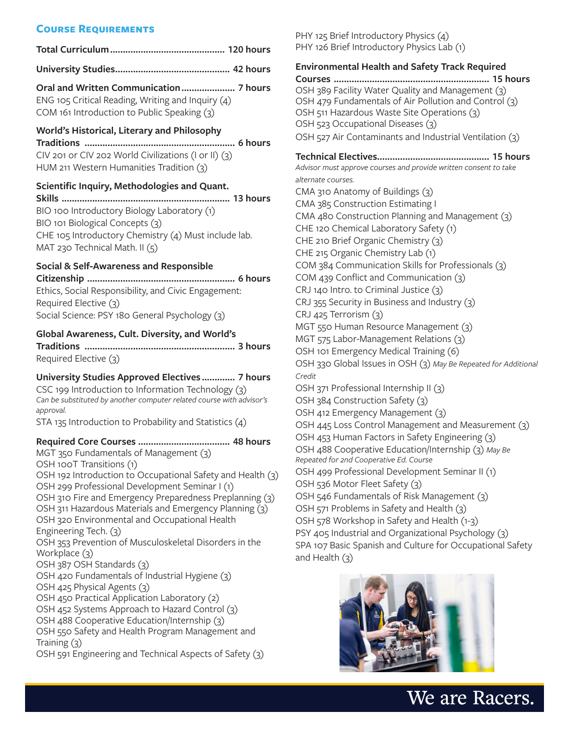## Course Requirements

**Total Curriculum............................................ 120 hours**

**University Studies............................................ 42 hours**

**Oral and Written Communication..................... 7 hours**
ENG 105 Critical Reading, Writing and Inquiry (4)
COM 161 Introduction to Public Speaking (3)

**World's Historical, Literary and Philosophy Traditions .......................................................... 6 hours**
CIV 201 or CIV 202 World Civilizations (I or II) (3)
HUM 211 Western Humanities Tradition (3)

**Scientific Inquiry, Methodologies and Quant. Skills ................................................................. 13 hours**
BIO 100 Introductory Biology Laboratory (1)
BIO 101 Biological Concepts (3)
CHE 105 Introductory Chemistry (4) Must include lab.
MAT 230 Technical Math. II (5)

**Social & Self-Awareness and Responsible Citizenship ......................................................... 6 hours**
Ethics, Social Responsibility, and Civic Engagement: Required Elective (3)
Social Science: PSY 180 General Psychology (3)

**Global Awareness, Cult. Diversity, and World's Traditions .......................................................... 3 hours**
Required Elective (3)

**University Studies Approved Electives............. 7 hours**
CSC 199 Introduction to Information Technology (3)
*Can be substituted by another computer related course with advisor's approval.*
STA 135 Introduction to Probability and Statistics (4)

**Required Core Courses ................................... 48 hours**
MGT 350 Fundamentals of Management (3)
OSH 100T Transitions (1)
OSH 192 Introduction to Occupational Safety and Health (3)
OSH 299 Professional Development Seminar I (1)
OSH 310 Fire and Emergency Preparedness Preplanning (3)
OSH 311 Hazardous Materials and Emergency Planning (3)
OSH 320 Environmental and Occupational Health Engineering Tech. (3)
OSH 353 Prevention of Musculoskeletal Disorders in the Workplace (3)
OSH 387 OSH Standards (3)
OSH 420 Fundamentals of Industrial Hygiene (3)
OSH 425 Physical Agents (3)
OSH 450 Practical Application Laboratory (2)
OSH 452 Systems Approach to Hazard Control (3)
OSH 488 Cooperative Education/Internship (3)
OSH 550 Safety and Health Program Management and Training (3)
OSH 591 Engineering and Technical Aspects of Safety (3)
PHY 125 Brief Introductory Physics (4)
PHY 126 Brief Introductory Physics Lab (1)

**Environmental Health and Safety Track Required Courses ........................................................... 15 hours**
OSH 389 Facility Water Quality and Management (3)
OSH 479 Fundamentals of Air Pollution and Control (3)
OSH 511 Hazardous Waste Site Operations (3)
OSH 523 Occupational Diseases (3)
OSH 527 Air Contaminants and Industrial Ventilation (3)

**Technical Electives........................................... 15 hours**
*Advisor must approve courses and provide written consent to take alternate courses.*
CMA 310 Anatomy of Buildings (3)
CMA 385 Construction Estimating I
CMA 480 Construction Planning and Management (3)
CHE 120 Chemical Laboratory Safety (1)
CHE 210 Brief Organic Chemistry (3)
CHE 215 Organic Chemistry Lab (1)
COM 384 Communication Skills for Professionals (3)
COM 439 Conflict and Communication (3)
CRJ 140 Intro. to Criminal Justice (3)
CRJ 355 Security in Business and Industry (3)
CRJ 425 Terrorism (3)
MGT 550 Human Resource Management (3)
MGT 575 Labor-Management Relations (3)
OSH 101 Emergency Medical Training (6)
OSH 330 Global Issues in OSH (3) *May Be Repeated for Additional Credit*
OSH 371 Professional Internship II (3)
OSH 384 Construction Safety (3)
OSH 412 Emergency Management (3)
OSH 445 Loss Control Management and Measurement (3)
OSH 453 Human Factors in Safety Engineering (3)
OSH 488 Cooperative Education/Internship (3) *May Be Repeated for 2nd Cooperative Ed. Course*
OSH 499 Professional Development Seminar II (1)
OSH 536 Motor Fleet Safety (3)
OSH 546 Fundamentals of Risk Management (3)
OSH 571 Problems in Safety and Health (3)
OSH 578 Workshop in Safety and Health (1-3)
PSY 405 Industrial and Organizational Psychology (3)
SPA 107 Basic Spanish and Culture for Occupational Safety and Health (3)

We are Racers.